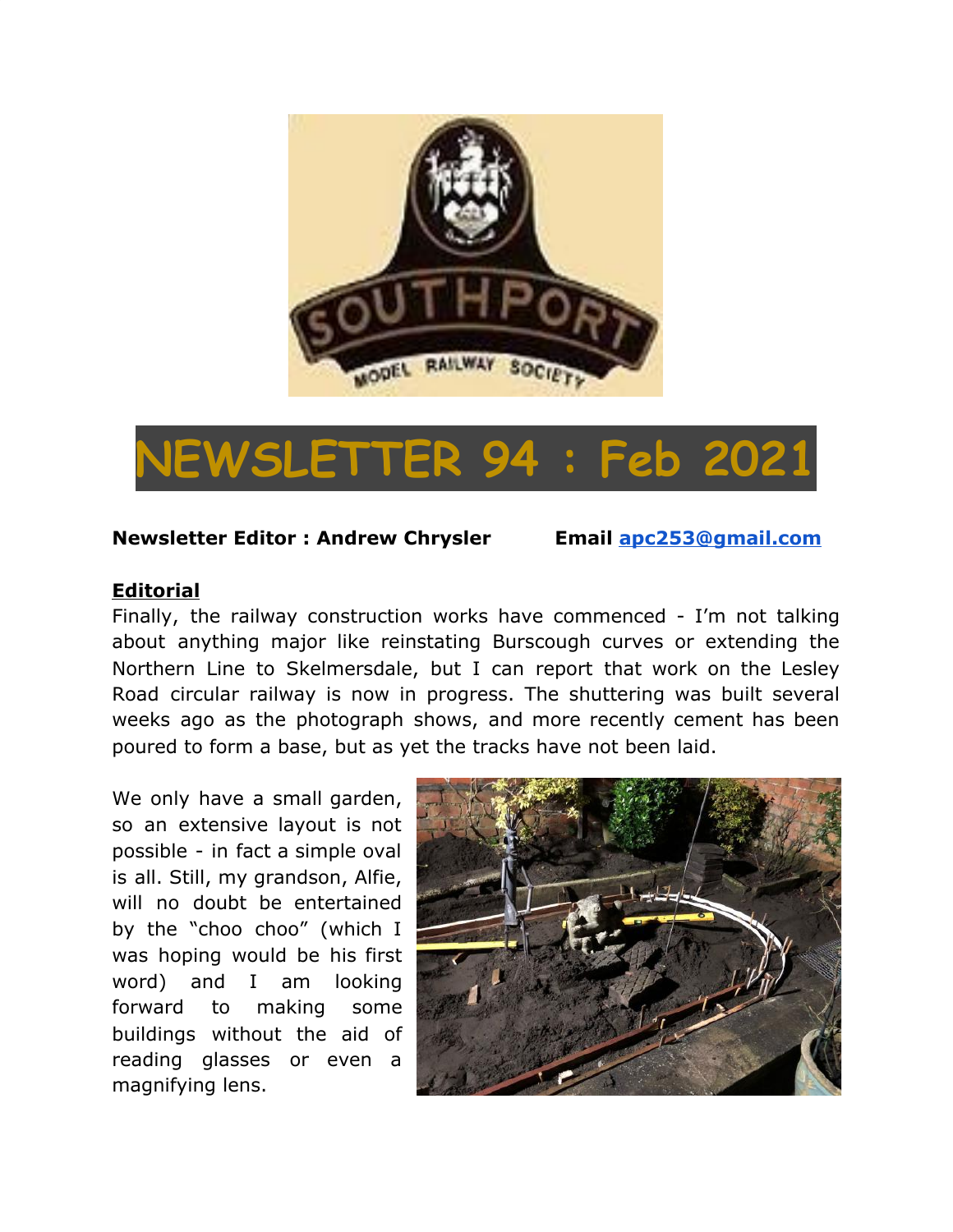# NEWSLETTER 94 : Feb 2021

**Newsletter Editor : Andrew Chrysler** **Email apc253@gmail.com**

**Editorial**

Finally, the railway construction works have commenced - I'm not talking about anything major like reinstating Burscough curves or extending the Northern Line to Skelmersdale, but I can report that work on the Lesley Road circular railway is now in progress. The shuttering was built several weeks ago as the photograph shows, and more recently cement has been poured to form a base, but as yet the tracks have not been laid.

We only have a small garden, so an extensive layout is not possible - in fact a simple oval is all. Still, my grandson, Alfie, will no doubt be entertained by the "choo choo" (which I was hoping would be his first word) and I am looking forward to making some buildings without the aid of reading glasses or even a magnifying lens.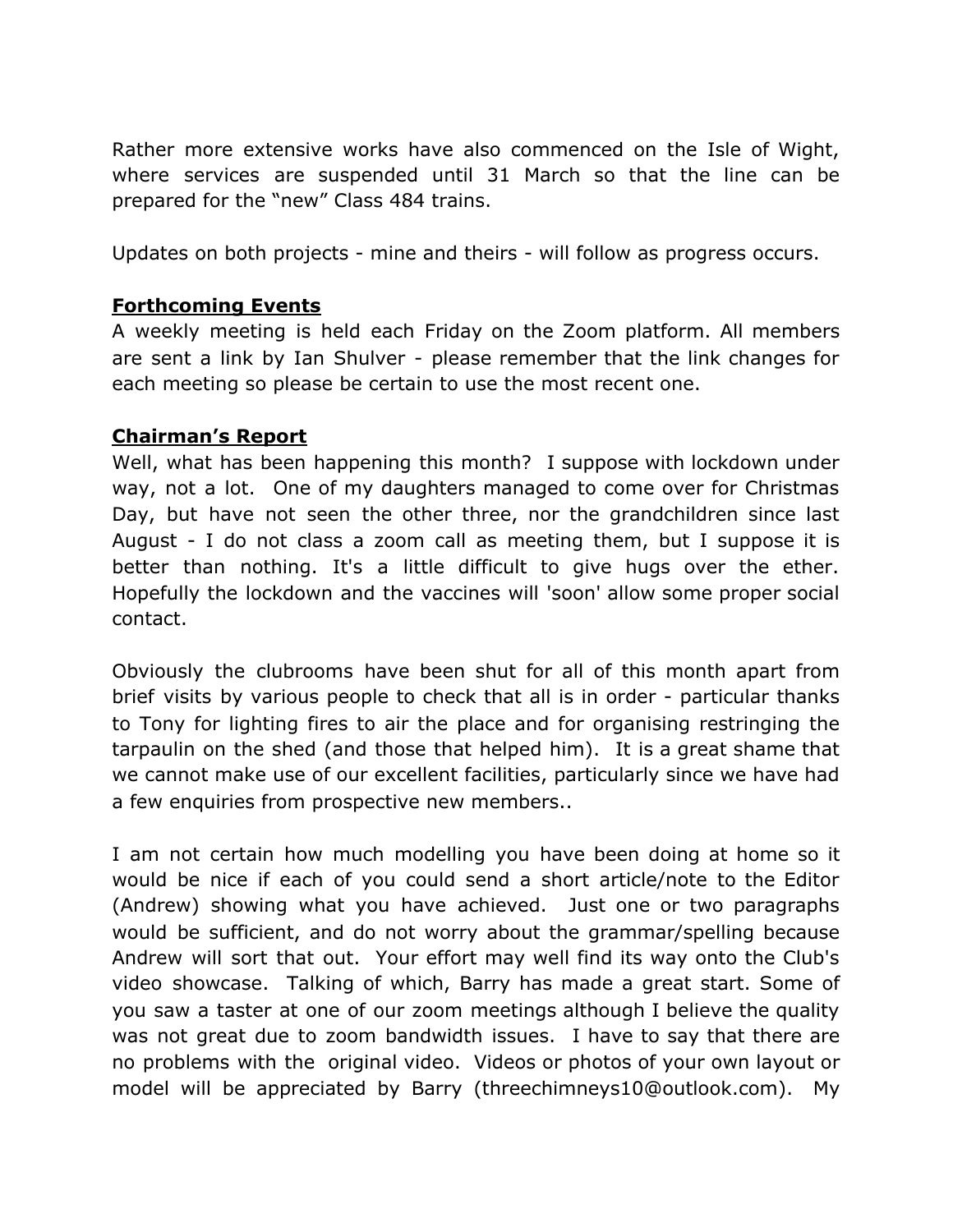Rather more extensive works have also commenced on the Isle of Wight, where services are suspended until 31 March so that the line can be prepared for the "new" Class 484 trains.

Updates on both projects - mine and theirs - will follow as progress occurs.

## Forthcoming Events

A weekly meeting is held each Friday on the Zoom platform. All members are sent a link by Ian Shulver - please remember that the link changes for each meeting so please be certain to use the most recent one.

## Chairman's Report

Well, what has been happening this month? I suppose with lockdown under way, not a lot. One of my daughters managed to come over for Christmas Day, but have not seen the other three, nor the grandchildren since last August - I do not class a zoom call as meeting them, but I suppose it is better than nothing. It's a little difficult to give hugs over the ether. Hopefully the lockdown and the vaccines will 'soon' allow some proper social contact.

Obviously the clubrooms have been shut for all of this month apart from brief visits by various people to check that all is in order - particular thanks to Tony for lighting fires to air the place and for organising restringing the tarpaulin on the shed (and those that helped him). It is a great shame that we cannot make use of our excellent facilities, particularly since we have had a few enquiries from prospective new members..

I am not certain how much modelling you have been doing at home so it would be nice if each of you could send a short article/note to the Editor (Andrew) showing what you have achieved. Just one or two paragraphs would be sufficient, and do not worry about the grammar/spelling because Andrew will sort that out. Your effort may well find its way onto the Club's video showcase. Talking of which, Barry has made a great start. Some of you saw a taster at one of our zoom meetings although I believe the quality was not great due to zoom bandwidth issues. I have to say that there are no problems with the original video. Videos or photos of your own layout or model will be appreciated by Barry (threechimneys10@outlook.com). My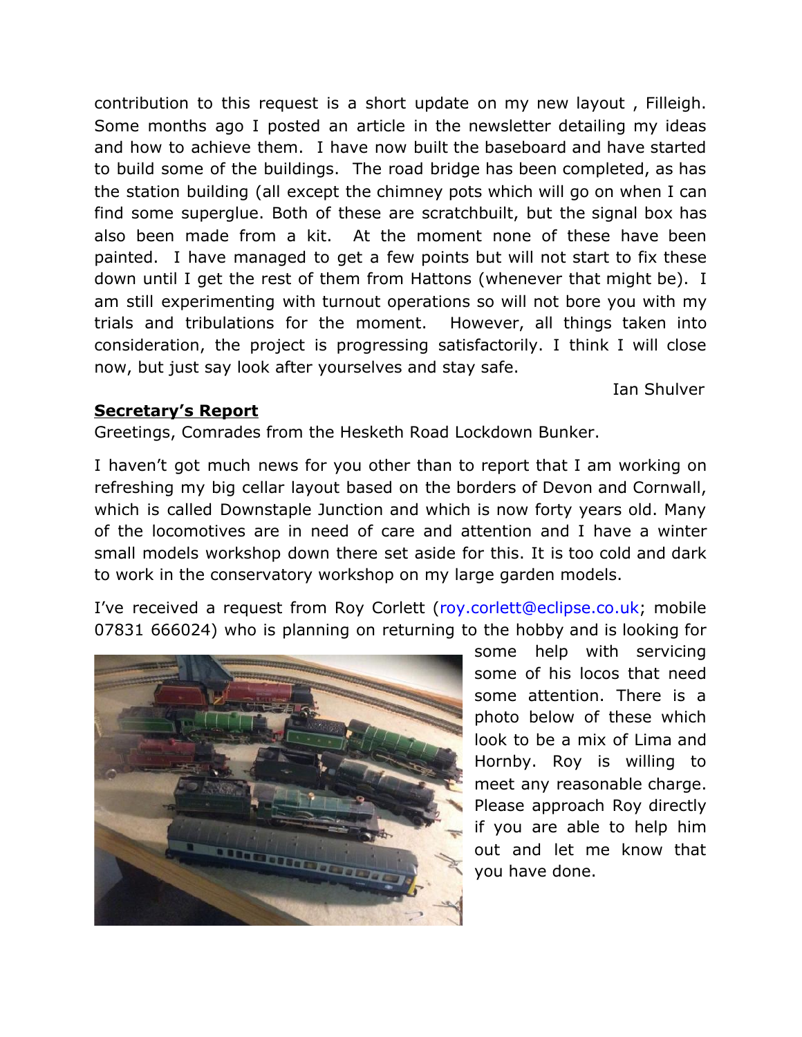contribution to this request is a short update on my new layout , Filleigh. Some months ago I posted an article in the newsletter detailing my ideas and how to achieve them. I have now built the baseboard and have started to build some of the buildings. The road bridge has been completed, as has the station building (all except the chimney pots which will go on when I can find some superglue. Both of these are scratchbuilt, but the signal box has also been made from a kit. At the moment none of these have been painted. I have managed to get a few points but will not start to fix these down until I get the rest of them from Hattons (whenever that might be). I am still experimenting with turnout operations so will not bore you with my trials and tribulations for the moment. However, all things taken into consideration, the project is progressing satisfactorily. I think I will close now, but just say look after yourselves and stay safe.

Ian Shulver

## Secretary's Report

Greetings, Comrades from the Hesketh Road Lockdown Bunker.

I haven't got much news for you other than to report that I am working on refreshing my big cellar layout based on the borders of Devon and Cornwall, which is called Downstaple Junction and which is now forty years old. Many of the locomotives are in need of care and attention and I have a winter small models workshop down there set aside for this. It is too cold and dark to work in the conservatory workshop on my large garden models.

I've received a request from Roy Corlett (roy.corlett@eclipse.co.uk; mobile 07831 666024) who is planning on returning to the hobby and is looking for some help with servicing some of his locos that need some attention. There is a photo below of these which look to be a mix of Lima and Hornby. Roy is willing to meet any reasonable charge. Please approach Roy directly if you are able to help him out and let me know that you have done.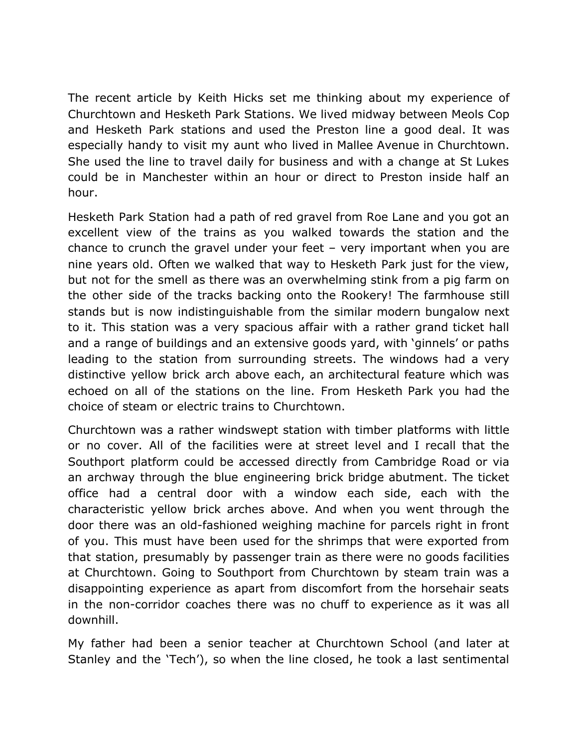The recent article by Keith Hicks set me thinking about my experience of Churchtown and Hesketh Park Stations. We lived midway between Meols Cop and Hesketh Park stations and used the Preston line a good deal. It was especially handy to visit my aunt who lived in Mallee Avenue in Churchtown. She used the line to travel daily for business and with a change at St Lukes could be in Manchester within an hour or direct to Preston inside half an hour.

Hesketh Park Station had a path of red gravel from Roe Lane and you got an excellent view of the trains as you walked towards the station and the chance to crunch the gravel under your feet – very important when you are nine years old. Often we walked that way to Hesketh Park just for the view, but not for the smell as there was an overwhelming stink from a pig farm on the other side of the tracks backing onto the Rookery! The farmhouse still stands but is now indistinguishable from the similar modern bungalow next to it. This station was a very spacious affair with a rather grand ticket hall and a range of buildings and an extensive goods yard, with 'ginnels' or paths leading to the station from surrounding streets. The windows had a very distinctive yellow brick arch above each, an architectural feature which was echoed on all of the stations on the line. From Hesketh Park you had the choice of steam or electric trains to Churchtown.

Churchtown was a rather windswept station with timber platforms with little or no cover. All of the facilities were at street level and I recall that the Southport platform could be accessed directly from Cambridge Road or via an archway through the blue engineering brick bridge abutment. The ticket office had a central door with a window each side, each with the characteristic yellow brick arches above. And when you went through the door there was an old-fashioned weighing machine for parcels right in front of you. This must have been used for the shrimps that were exported from that station, presumably by passenger train as there were no goods facilities at Churchtown. Going to Southport from Churchtown by steam train was a disappointing experience as apart from discomfort from the horsehair seats in the non-corridor coaches there was no chuff to experience as it was all downhill.

My father had been a senior teacher at Churchtown School (and later at Stanley and the 'Tech'), so when the line closed, he took a last sentimental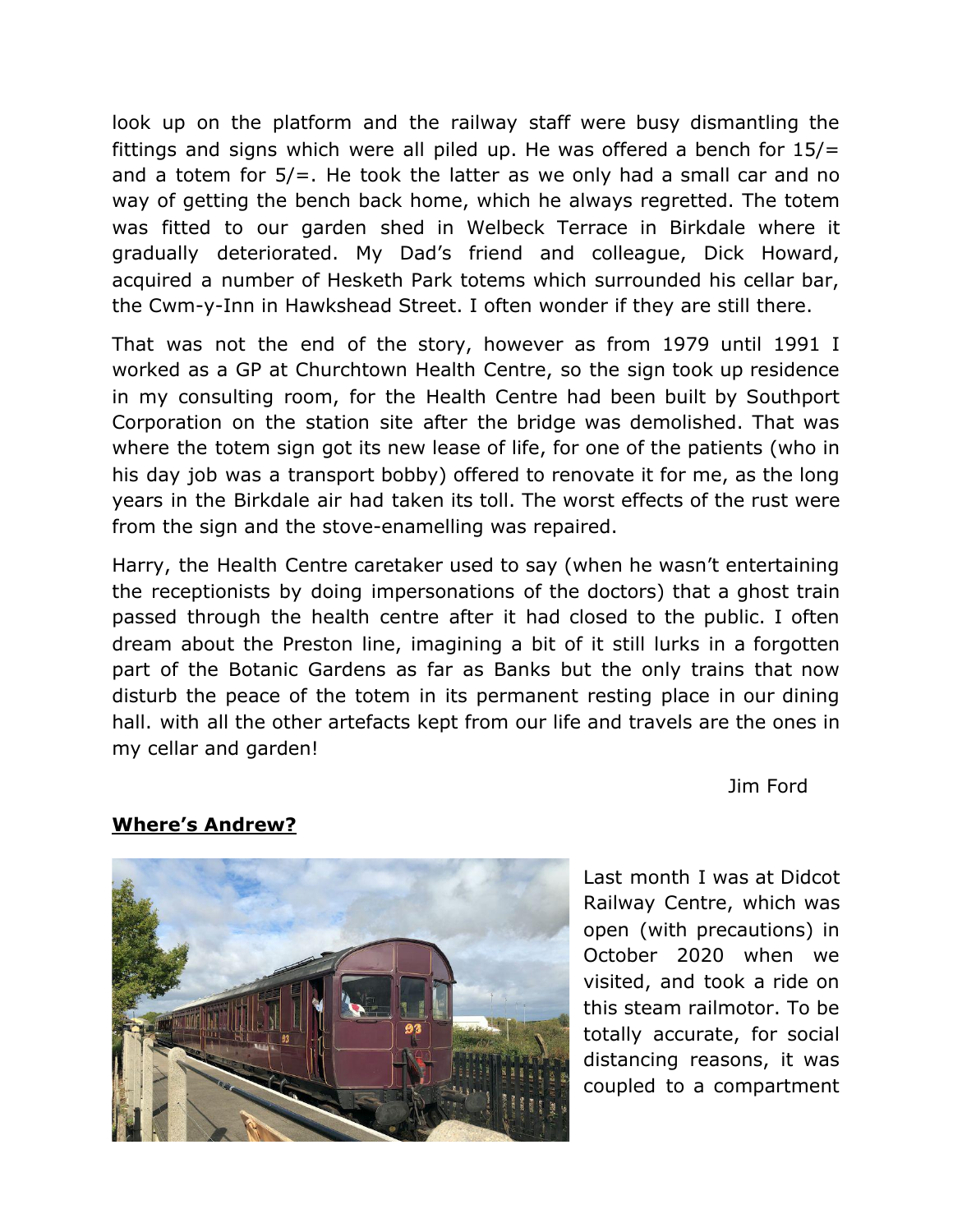look up on the platform and the railway staff were busy dismantling the fittings and signs which were all piled up. He was offered a bench for 15/= and a totem for 5/=. He took the latter as we only had a small car and no way of getting the bench back home, which he always regretted. The totem was fitted to our garden shed in Welbeck Terrace in Birkdale where it gradually deteriorated. My Dad's friend and colleague, Dick Howard, acquired a number of Hesketh Park totems which surrounded his cellar bar, the Cwm-y-Inn in Hawkshead Street. I often wonder if they are still there.

That was not the end of the story, however as from 1979 until 1991 I worked as a GP at Churchtown Health Centre, so the sign took up residence in my consulting room, for the Health Centre had been built by Southport Corporation on the station site after the bridge was demolished. That was where the totem sign got its new lease of life, for one of the patients (who in his day job was a transport bobby) offered to renovate it for me, as the long years in the Birkdale air had taken its toll. The worst effects of the rust were from the sign and the stove-enamelling was repaired.

Harry, the Health Centre caretaker used to say (when he wasn't entertaining the receptionists by doing impersonations of the doctors) that a ghost train passed through the health centre after it had closed to the public. I often dream about the Preston line, imagining a bit of it still lurks in a forgotten part of the Botanic Gardens as far as Banks but the only trains that now disturb the peace of the totem in its permanent resting place in our dining hall. with all the other artefacts kept from our life and travels are the ones in my cellar and garden!

Jim Ford

**Where's Andrew?**

Last month I was at Didcot Railway Centre, which was open (with precautions) in October 2020 when we visited, and took a ride on this steam railmotor. To be totally accurate, for social distancing reasons, it was coupled to a compartment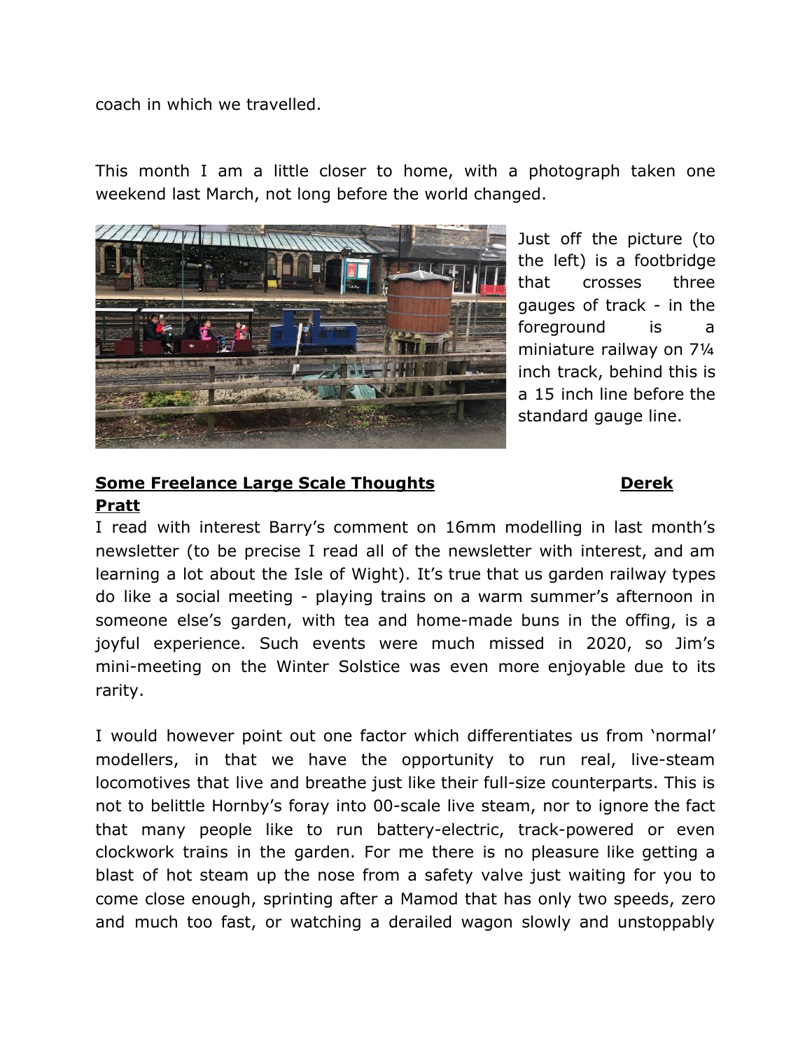coach in which we travelled.

This month I am a little closer to home, with a photograph taken one weekend last March, not long before the world changed.

Just off the picture (to the left) is a footbridge that crosses three gauges of track - in the foreground is a miniature railway on 7¼ inch track, behind this is a 15 inch line before the standard gauge line.

## **Some Freelance Large Scale Thoughts** — **Derek Pratt**

I read with interest Barry's comment on 16mm modelling in last month's newsletter (to be precise I read all of the newsletter with interest, and am learning a lot about the Isle of Wight). It's true that us garden railway types do like a social meeting - playing trains on a warm summer's afternoon in someone else's garden, with tea and home-made buns in the offing, is a joyful experience. Such events were much missed in 2020, so Jim's mini-meeting on the Winter Solstice was even more enjoyable due to its rarity.

I would however point out one factor which differentiates us from 'normal' modellers, in that we have the opportunity to run real, live-steam locomotives that live and breathe just like their full-size counterparts. This is not to belittle Hornby's foray into 00-scale live steam, nor to ignore the fact that many people like to run battery-electric, track-powered or even clockwork trains in the garden. For me there is no pleasure like getting a blast of hot steam up the nose from a safety valve just waiting for you to come close enough, sprinting after a Mamod that has only two speeds, zero and much too fast, or watching a derailed wagon slowly and unstoppably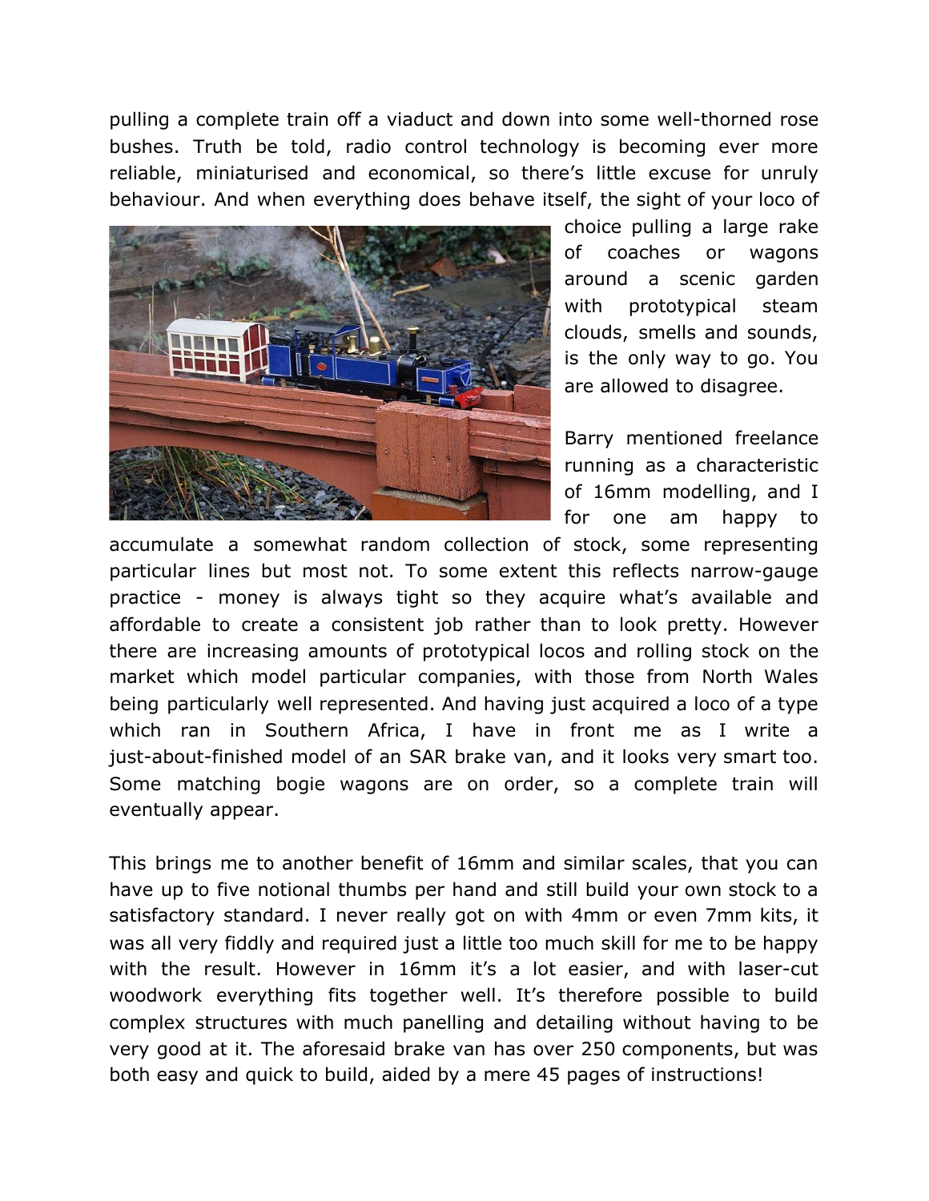pulling a complete train off a viaduct and down into some well-thorned rose bushes. Truth be told, radio control technology is becoming ever more reliable, miniaturised and economical, so there's little excuse for unruly behaviour. And when everything does behave itself, the sight of your loco of choice pulling a large rake of coaches or wagons around a scenic garden with prototypical steam clouds, smells and sounds, is the only way to go. You are allowed to disagree.

Barry mentioned freelance running as a characteristic of 16mm modelling, and I for one am happy to accumulate a somewhat random collection of stock, some representing particular lines but most not. To some extent this reflects narrow-gauge practice - money is always tight so they acquire what's available and affordable to create a consistent job rather than to look pretty. However there are increasing amounts of prototypical locos and rolling stock on the market which model particular companies, with those from North Wales being particularly well represented. And having just acquired a loco of a type which ran in Southern Africa, I have in front me as I write a just-about-finished model of an SAR brake van, and it looks very smart too. Some matching bogie wagons are on order, so a complete train will eventually appear.

This brings me to another benefit of 16mm and similar scales, that you can have up to five notional thumbs per hand and still build your own stock to a satisfactory standard. I never really got on with 4mm or even 7mm kits, it was all very fiddly and required just a little too much skill for me to be happy with the result. However in 16mm it's a lot easier, and with laser-cut woodwork everything fits together well. It's therefore possible to build complex structures with much panelling and detailing without having to be very good at it. The aforesaid brake van has over 250 components, but was both easy and quick to build, aided by a mere 45 pages of instructions!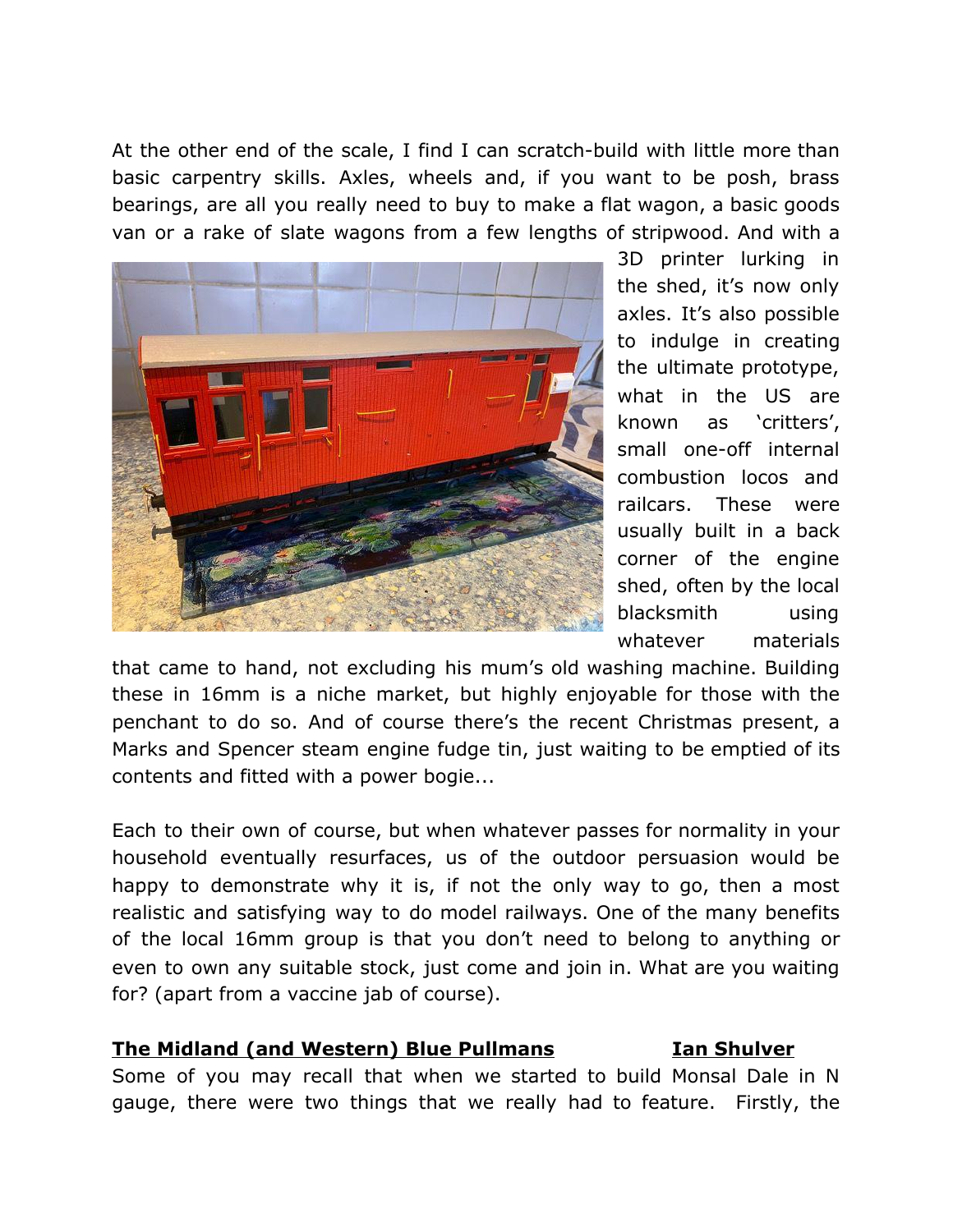At the other end of the scale, I find I can scratch-build with little more than basic carpentry skills. Axles, wheels and, if you want to be posh, brass bearings, are all you really need to buy to make a flat wagon, a basic goods van or a rake of slate wagons from a few lengths of stripwood. And with a 3D printer lurking in the shed, it's now only axles. It's also possible to indulge in creating the ultimate prototype, what in the US are known as 'critters', small one-off internal combustion locos and railcars. These were usually built in a back corner of the engine shed, often by the local blacksmith using whatever materials that came to hand, not excluding his mum's old washing machine. Building these in 16mm is a niche market, but highly enjoyable for those with the penchant to do so. And of course there's the recent Christmas present, a Marks and Spencer steam engine fudge tin, just waiting to be emptied of its contents and fitted with a power bogie...

Each to their own of course, but when whatever passes for normality in your household eventually resurfaces, us of the outdoor persuasion would be happy to demonstrate why it is, if not the only way to go, then a most realistic and satisfying way to do model railways. One of the many benefits of the local 16mm group is that you don't need to belong to anything or even to own any suitable stock, just come and join in. What are you waiting for? (apart from a vaccine jab of course).

## **The Midland (and Western) Blue Pullmans** — **Ian Shulver**

Some of you may recall that when we started to build Monsal Dale in N gauge, there were two things that we really had to feature. Firstly, the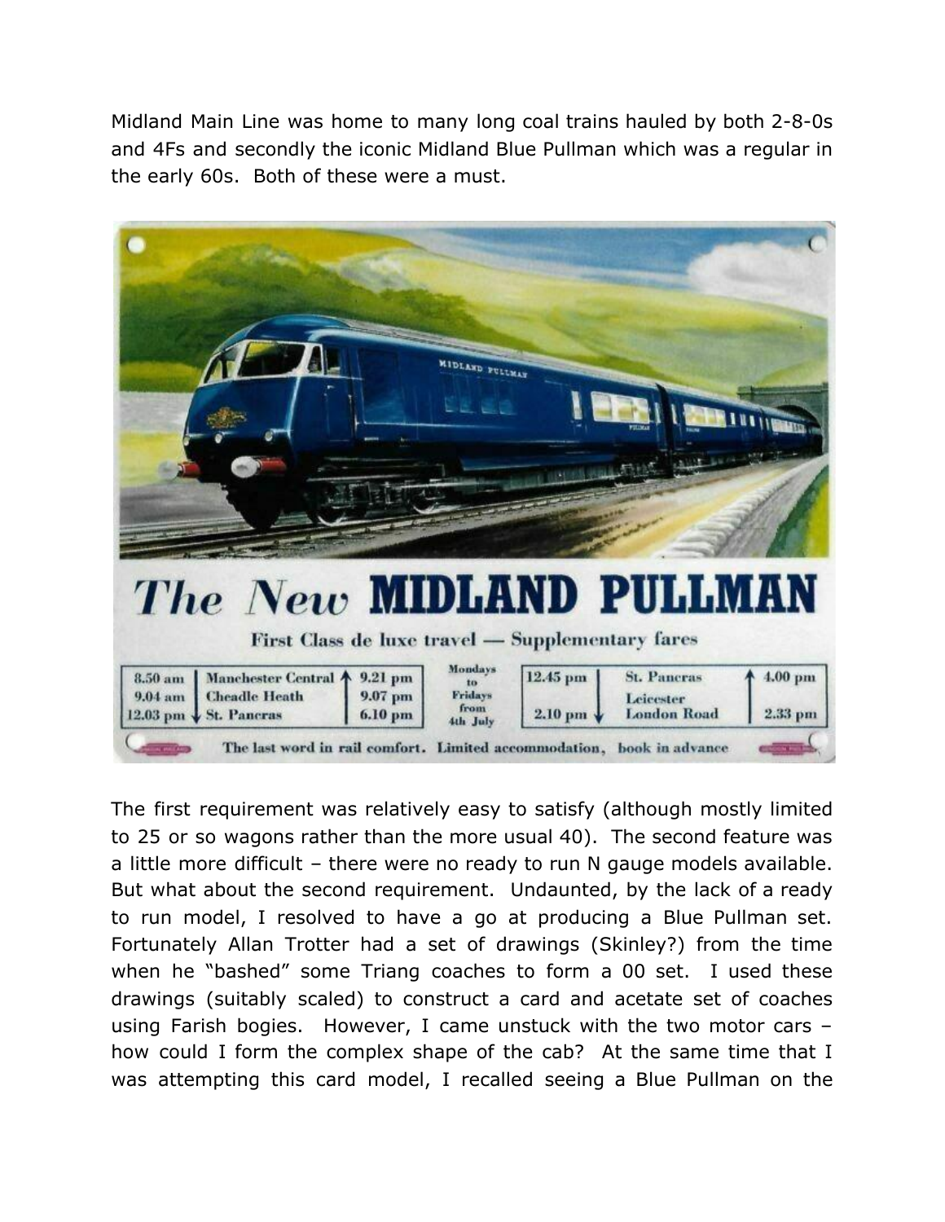Midland Main Line was home to many long coal trains hauled by both 2-8-0s and 4Fs and secondly the iconic Midland Blue Pullman which was a regular in the early 60s. Both of these were a must.

The first requirement was relatively easy to satisfy (although mostly limited to 25 or so wagons rather than the more usual 40). The second feature was a little more difficult – there were no ready to run N gauge models available. But what about the second requirement. Undaunted, by the lack of a ready to run model, I resolved to have a go at producing a Blue Pullman set. Fortunately Allan Trotter had a set of drawings (Skinley?) from the time when he "bashed" some Triang coaches to form a 00 set. I used these drawings (suitably scaled) to construct a card and acetate set of coaches using Farish bogies. However, I came unstuck with the two motor cars – how could I form the complex shape of the cab? At the same time that I was attempting this card model, I recalled seeing a Blue Pullman on the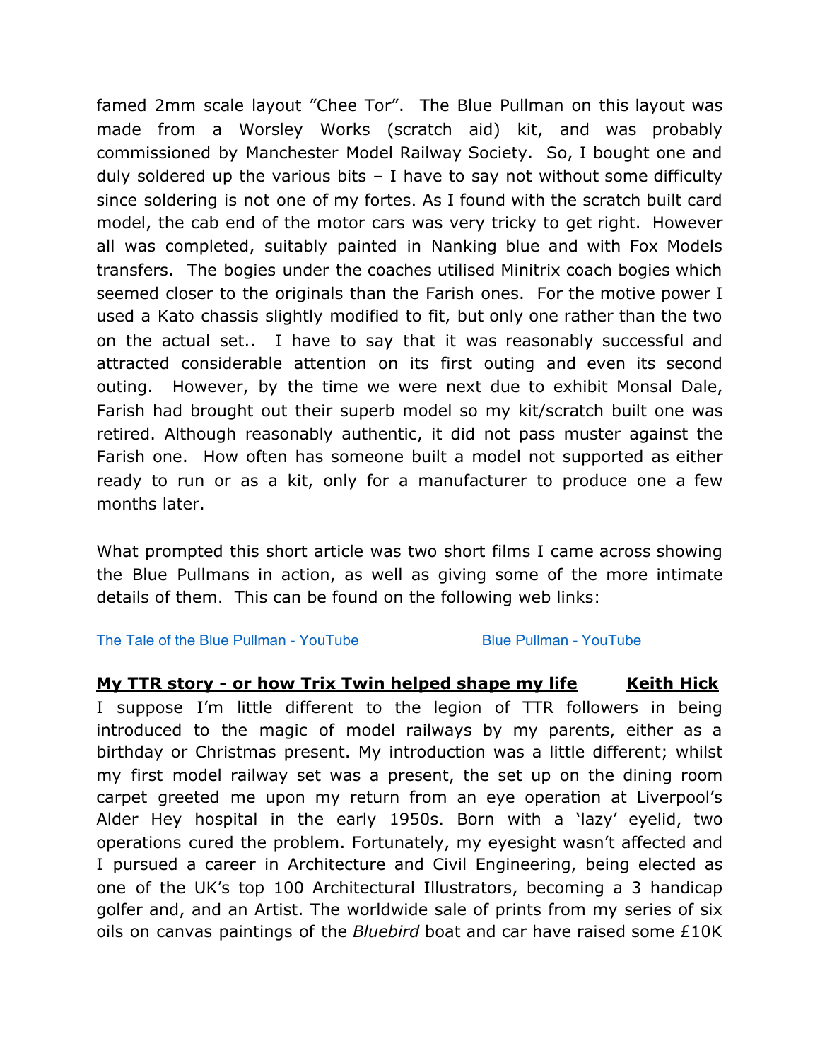famed 2mm scale layout "Chee Tor". The Blue Pullman on this layout was made from a Worsley Works (scratch aid) kit, and was probably commissioned by Manchester Model Railway Society. So, I bought one and duly soldered up the various bits – I have to say not without some difficulty since soldering is not one of my fortes. As I found with the scratch built card model, the cab end of the motor cars was very tricky to get right. However all was completed, suitably painted in Nanking blue and with Fox Models transfers. The bogies under the coaches utilised Minitrix coach bogies which seemed closer to the originals than the Farish ones. For the motive power I used a Kato chassis slightly modified to fit, but only one rather than the two on the actual set.. I have to say that it was reasonably successful and attracted considerable attention on its first outing and even its second outing. However, by the time we were next due to exhibit Monsal Dale, Farish had brought out their superb model so my kit/scratch built one was retired. Although reasonably authentic, it did not pass muster against the Farish one. How often has someone built a model not supported as either ready to run or as a kit, only for a manufacturer to produce one a few months later.

What prompted this short article was two short films I came across showing the Blue Pullmans in action, as well as giving some of the more intimate details of them. This can be found on the following web links:

[The Tale of the Blue Pullman - YouTube]    [Blue Pullman - YouTube]

**My TTR story - or how Trix Twin helped shape my life** **Keith Hick**

I suppose I'm little different to the legion of TTR followers in being introduced to the magic of model railways by my parents, either as a birthday or Christmas present. My introduction was a little different; whilst my first model railway set was a present, the set up on the dining room carpet greeted me upon my return from an eye operation at Liverpool's Alder Hey hospital in the early 1950s. Born with a 'lazy' eyelid, two operations cured the problem. Fortunately, my eyesight wasn't affected and I pursued a career in Architecture and Civil Engineering, being elected as one of the UK's top 100 Architectural Illustrators, becoming a 3 handicap golfer and, and an Artist. The worldwide sale of prints from my series of six oils on canvas paintings of the *Bluebird* boat and car have raised some £10K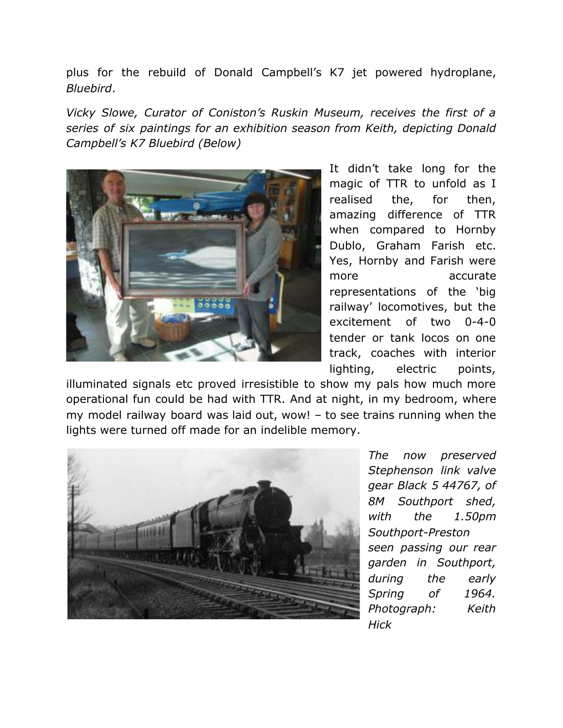plus for the rebuild of Donald Campbell's K7 jet powered hydroplane, *Bluebird*.

*Vicky Slowe, Curator of Coniston's Ruskin Museum, receives the first of a series of six paintings for an exhibition season from Keith, depicting Donald Campbell's K7 Bluebird (Below)*

It didn't take long for the magic of TTR to unfold as I realised the, for then, amazing difference of TTR when compared to Hornby Dublo, Graham Farish etc. Yes, Hornby and Farish were more accurate representations of the 'big railway' locomotives, but the excitement of two 0-4-0 tender or tank locos on one track, coaches with interior lighting, electric points, illuminated signals etc proved irresistible to show my pals how much more operational fun could be had with TTR. And at night, in my bedroom, where my model railway board was laid out, wow! – to see trains running when the lights were turned off made for an indelible memory.

*The now preserved Stephenson link valve gear Black 5 44767, of 8M Southport shed, with the 1.50pm Southport-Preston seen passing our rear garden in Southport, during the early Spring of 1964. Photograph: Keith Hick*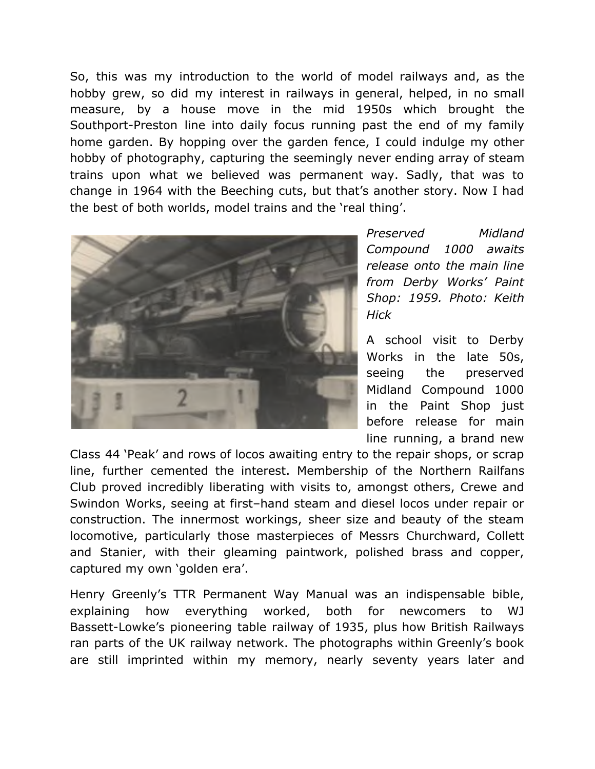So, this was my introduction to the world of model railways and, as the hobby grew, so did my interest in railways in general, helped, in no small measure, by a house move in the mid 1950s which brought the Southport-Preston line into daily focus running past the end of my family home garden. By hopping over the garden fence, I could indulge my other hobby of photography, capturing the seemingly never ending array of steam trains upon what we believed was permanent way. Sadly, that was to change in 1964 with the Beeching cuts, but that's another story. Now I had the best of both worlds, model trains and the 'real thing'.

*Preserved Midland Compound 1000 awaits release onto the main line from Derby Works' Paint Shop: 1959. Photo: Keith Hick*

A school visit to Derby Works in the late 50s, seeing the preserved Midland Compound 1000 in the Paint Shop just before release for main line running, a brand new Class 44 'Peak' and rows of locos awaiting entry to the repair shops, or scrap line, further cemented the interest. Membership of the Northern Railfans Club proved incredibly liberating with visits to, amongst others, Crewe and Swindon Works, seeing at first–hand steam and diesel locos under repair or construction. The innermost workings, sheer size and beauty of the steam locomotive, particularly those masterpieces of Messrs Churchward, Collett and Stanier, with their gleaming paintwork, polished brass and copper, captured my own 'golden era'.

Henry Greenly's TTR Permanent Way Manual was an indispensable bible, explaining how everything worked, both for newcomers to WJ Bassett-Lowke's pioneering table railway of 1935, plus how British Railways ran parts of the UK railway network. The photographs within Greenly's book are still imprinted within my memory, nearly seventy years later and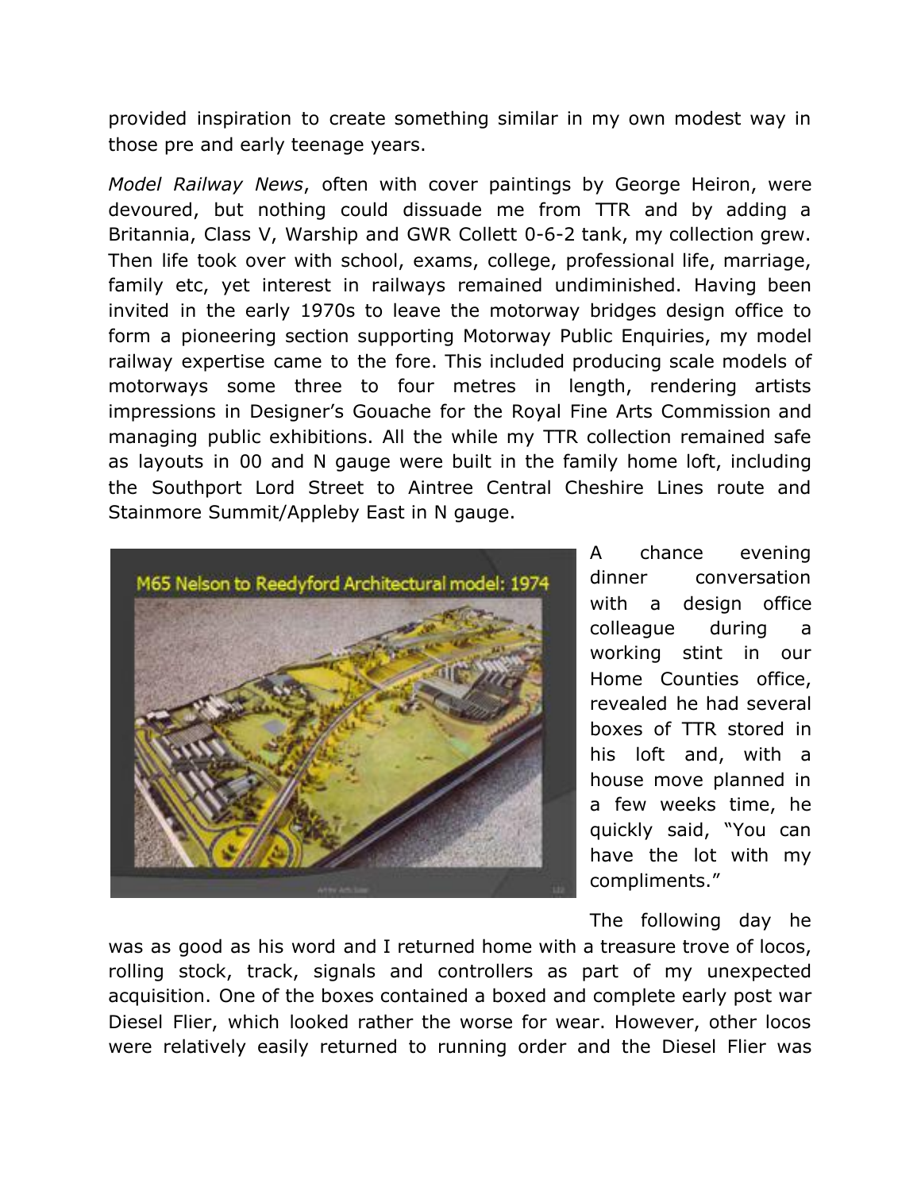provided inspiration to create something similar in my own modest way in those pre and early teenage years.

*Model Railway News*, often with cover paintings by George Heiron, were devoured, but nothing could dissuade me from TTR and by adding a Britannia, Class V, Warship and GWR Collett 0-6-2 tank, my collection grew. Then life took over with school, exams, college, professional life, marriage, family etc, yet interest in railways remained undiminished. Having been invited in the early 1970s to leave the motorway bridges design office to form a pioneering section supporting Motorway Public Enquiries, my model railway expertise came to the fore. This included producing scale models of motorways some three to four metres in length, rendering artists impressions in Designer's Gouache for the Royal Fine Arts Commission and managing public exhibitions. All the while my TTR collection remained safe as layouts in 00 and N gauge were built in the family home loft, including the Southport Lord Street to Aintree Central Cheshire Lines route and Stainmore Summit/Appleby East in N gauge.

M65 Nelson to Reedyford Architectural model: 1974

A chance evening dinner conversation with a design office colleague during a working stint in our Home Counties office, revealed he had several boxes of TTR stored in his loft and, with a house move planned in a few weeks time, he quickly said, "You can have the lot with my compliments."

The following day he was as good as his word and I returned home with a treasure trove of locos, rolling stock, track, signals and controllers as part of my unexpected acquisition. One of the boxes contained a boxed and complete early post war Diesel Flier, which looked rather the worse for wear. However, other locos were relatively easily returned to running order and the Diesel Flier was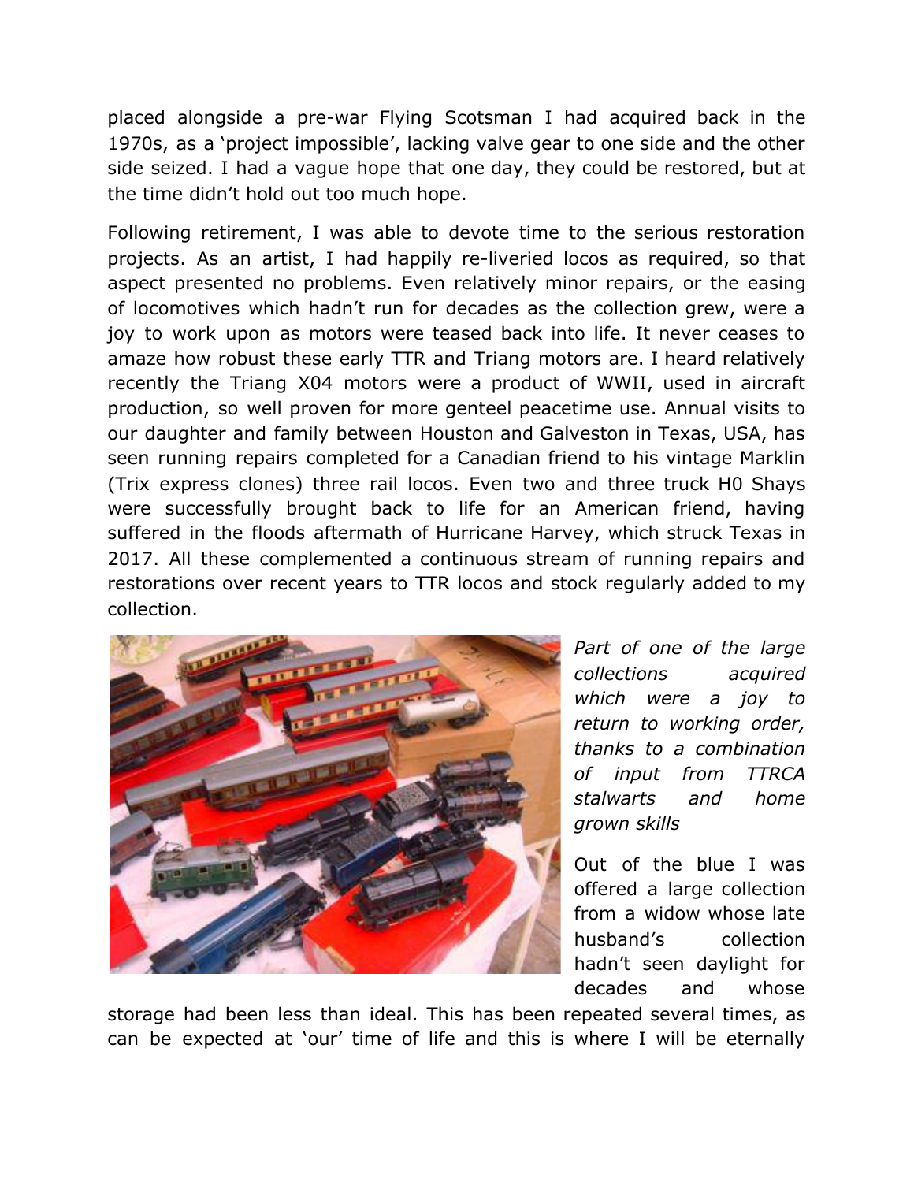placed alongside a pre-war Flying Scotsman I had acquired back in the 1970s, as a 'project impossible', lacking valve gear to one side and the other side seized. I had a vague hope that one day, they could be restored, but at the time didn't hold out too much hope.

Following retirement, I was able to devote time to the serious restoration projects. As an artist, I had happily re-liveried locos as required, so that aspect presented no problems. Even relatively minor repairs, or the easing of locomotives which hadn't run for decades as the collection grew, were a joy to work upon as motors were teased back into life. It never ceases to amaze how robust these early TTR and Triang motors are. I heard relatively recently the Triang X04 motors were a product of WWII, used in aircraft production, so well proven for more genteel peacetime use. Annual visits to our daughter and family between Houston and Galveston in Texas, USA, has seen running repairs completed for a Canadian friend to his vintage Marklin (Trix express clones) three rail locos. Even two and three truck H0 Shays were successfully brought back to life for an American friend, having suffered in the floods aftermath of Hurricane Harvey, which struck Texas in 2017. All these complemented a continuous stream of running repairs and restorations over recent years to TTR locos and stock regularly added to my collection.

*Part of one of the large collections acquired which were a joy to return to working order, thanks to a combination of input from TTRCA stalwarts and home grown skills*

Out of the blue I was offered a large collection from a widow whose late husband's collection hadn't seen daylight for decades and whose storage had been less than ideal. This has been repeated several times, as can be expected at 'our' time of life and this is where I will be eternally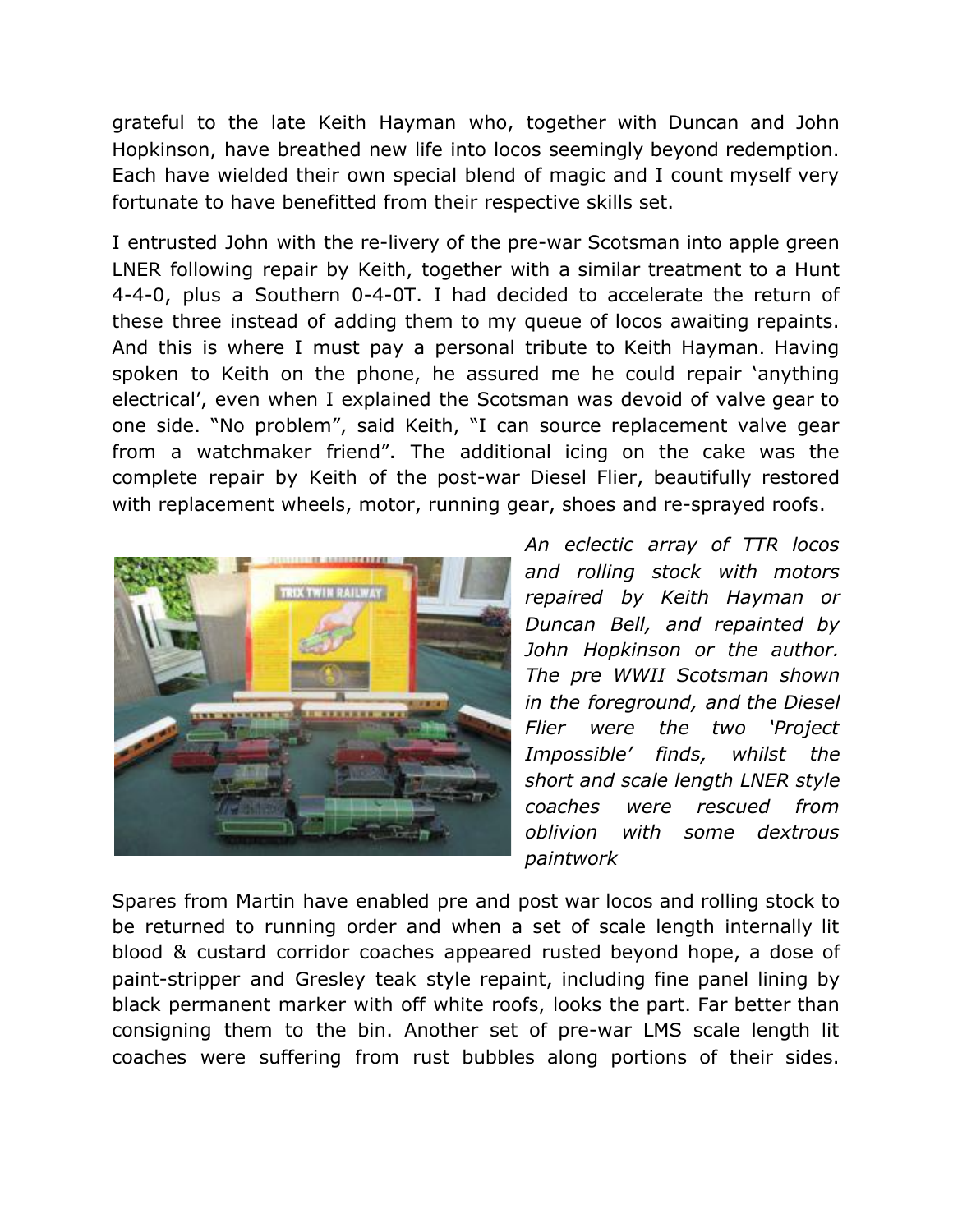grateful to the late Keith Hayman who, together with Duncan and John Hopkinson, have breathed new life into locos seemingly beyond redemption. Each have wielded their own special blend of magic and I count myself very fortunate to have benefitted from their respective skills set.

I entrusted John with the re-livery of the pre-war Scotsman into apple green LNER following repair by Keith, together with a similar treatment to a Hunt 4-4-0, plus a Southern 0-4-0T. I had decided to accelerate the return of these three instead of adding them to my queue of locos awaiting repaints. And this is where I must pay a personal tribute to Keith Hayman. Having spoken to Keith on the phone, he assured me he could repair 'anything electrical', even when I explained the Scotsman was devoid of valve gear to one side. "No problem", said Keith, "I can source replacement valve gear from a watchmaker friend". The additional icing on the cake was the complete repair by Keith of the post-war Diesel Flier, beautifully restored with replacement wheels, motor, running gear, shoes and re-sprayed roofs.

*An eclectic array of TTR locos and rolling stock with motors repaired by Keith Hayman or Duncan Bell, and repainted by John Hopkinson or the author. The pre WWII Scotsman shown in the foreground, and the Diesel Flier were the two 'Project Impossible' finds, whilst the short and scale length LNER style coaches were rescued from oblivion with some dextrous paintwork*

Spares from Martin have enabled pre and post war locos and rolling stock to be returned to running order and when a set of scale length internally lit blood & custard corridor coaches appeared rusted beyond hope, a dose of paint-stripper and Gresley teak style repaint, including fine panel lining by black permanent marker with off white roofs, looks the part. Far better than consigning them to the bin. Another set of pre-war LMS scale length lit coaches were suffering from rust bubbles along portions of their sides.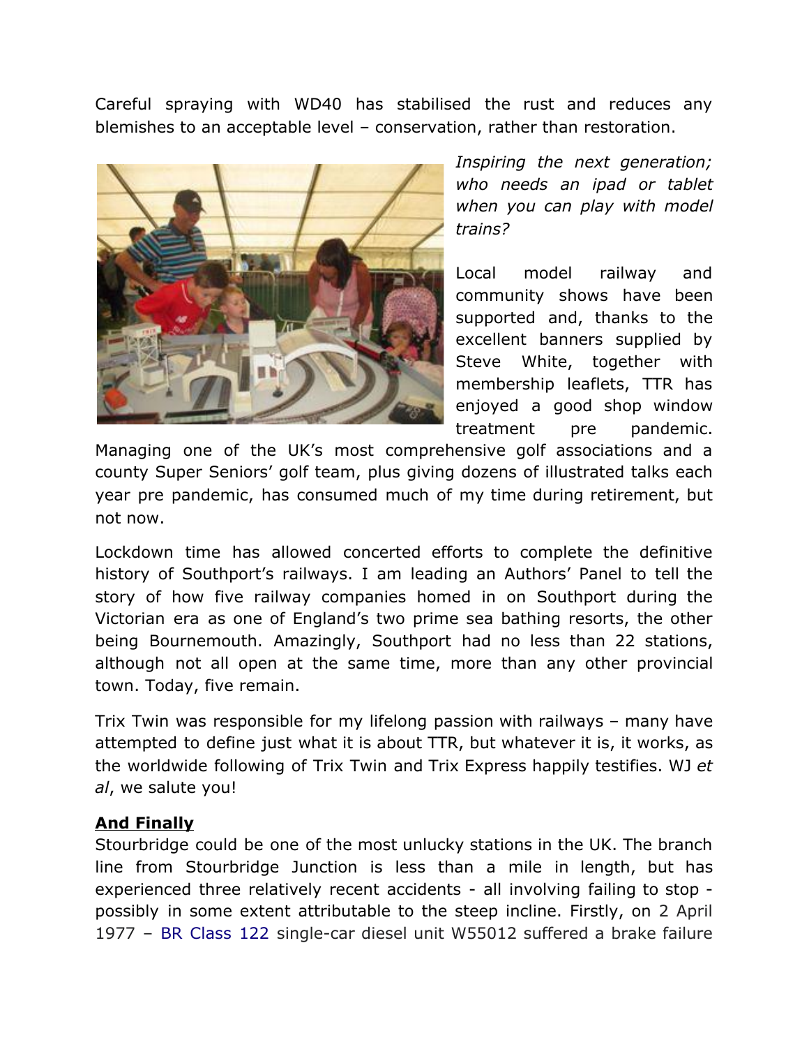Careful spraying with WD40 has stabilised the rust and reduces any blemishes to an acceptable level – conservation, rather than restoration.

*Inspiring the next generation; who needs an ipad or tablet when you can play with model trains?*

Local model railway and community shows have been supported and, thanks to the excellent banners supplied by Steve White, together with membership leaflets, TTR has enjoyed a good shop window treatment pre pandemic. Managing one of the UK's most comprehensive golf associations and a county Super Seniors' golf team, plus giving dozens of illustrated talks each year pre pandemic, has consumed much of my time during retirement, but not now.

Lockdown time has allowed concerted efforts to complete the definitive history of Southport's railways. I am leading an Authors' Panel to tell the story of how five railway companies homed in on Southport during the Victorian era as one of England's two prime sea bathing resorts, the other being Bournemouth. Amazingly, Southport had no less than 22 stations, although not all open at the same time, more than any other provincial town. Today, five remain.

Trix Twin was responsible for my lifelong passion with railways – many have attempted to define just what it is about TTR, but whatever it is, it works, as the worldwide following of Trix Twin and Trix Express happily testifies. WJ *et al*, we salute you!

**And Finally**

Stourbridge could be one of the most unlucky stations in the UK. The branch line from Stourbridge Junction is less than a mile in length, but has experienced three relatively recent accidents - all involving failing to stop - possibly in some extent attributable to the steep incline. Firstly, on 2 April 1977 – BR Class 122 single-car diesel unit W55012 suffered a brake failure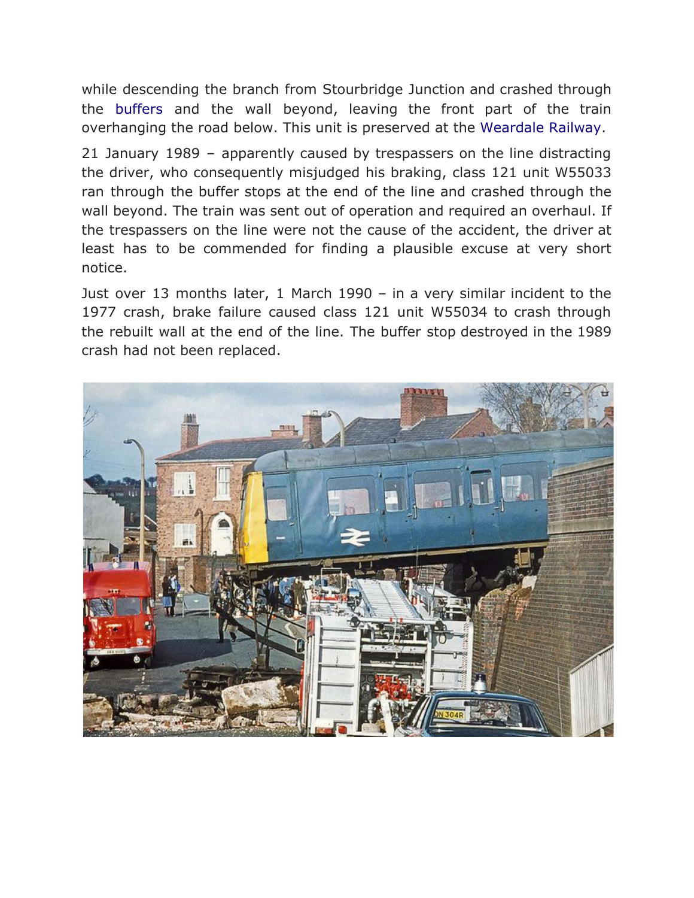while descending the branch from Stourbridge Junction and crashed through the buffers and the wall beyond, leaving the front part of the train overhanging the road below. This unit is preserved at the Weardale Railway.

21 January 1989 – apparently caused by trespassers on the line distracting the driver, who consequently misjudged his braking, class 121 unit W55033 ran through the buffer stops at the end of the line and crashed through the wall beyond. The train was sent out of operation and required an overhaul. If the trespassers on the line were not the cause of the accident, the driver at least has to be commended for finding a plausible excuse at very short notice.

Just over 13 months later, 1 March 1990 – in a very similar incident to the 1977 crash, brake failure caused class 121 unit W55034 to crash through the rebuilt wall at the end of the line. The buffer stop destroyed in the 1989 crash had not been replaced.